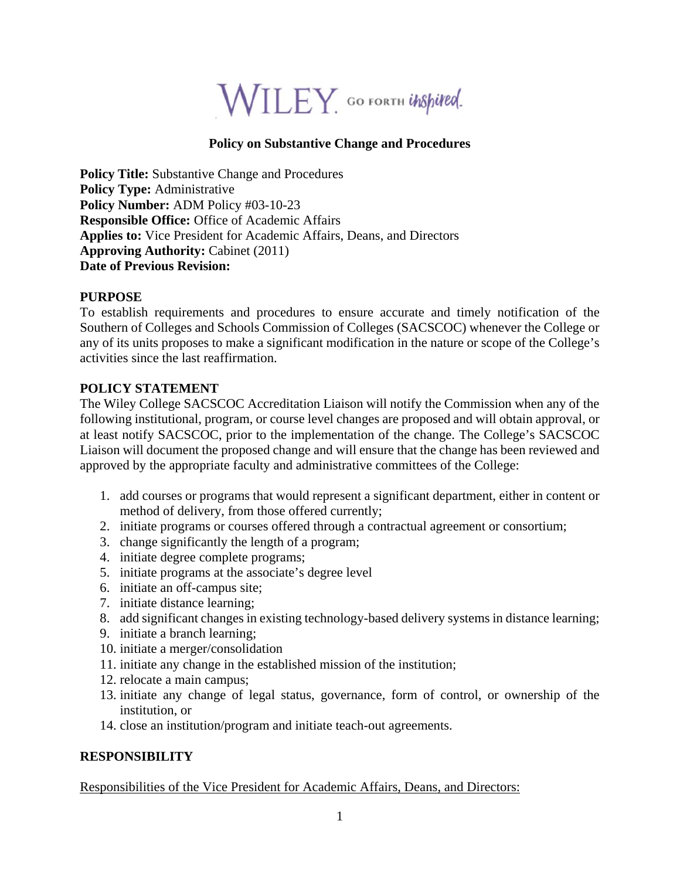**Policy on Substantive Change and Procedures**

**Policy Title:** Substantive Change and Procedures
**Policy Type:** Administrative
**Policy Number:** ADM Policy #03-10-23
**Responsible Office:** Office of Academic Affairs
**Applies to:** Vice President for Academic Affairs, Deans, and Directors
**Approving Authority:** Cabinet (2011)
**Date of Previous Revision:**

## PURPOSE

To establish requirements and procedures to ensure accurate and timely notification of the Southern of Colleges and Schools Commission of Colleges (SACSCOC) whenever the College or any of its units proposes to make a significant modification in the nature or scope of the College's activities since the last reaffirmation.

## POLICY STATEMENT

The Wiley College SACSCOC Accreditation Liaison will notify the Commission when any of the following institutional, program, or course level changes are proposed and will obtain approval, or at least notify SACSCOC, prior to the implementation of the change. The College's SACSCOC Liaison will document the proposed change and will ensure that the change has been reviewed and approved by the appropriate faculty and administrative committees of the College:

1. add courses or programs that would represent a significant department, either in content or method of delivery, from those offered currently;
2. initiate programs or courses offered through a contractual agreement or consortium;
3. change significantly the length of a program;
4. initiate degree complete programs;
5. initiate programs at the associate's degree level
6. initiate an off-campus site;
7. initiate distance learning;
8. add significant changes in existing technology-based delivery systems in distance learning;
9. initiate a branch learning;
10. initiate a merger/consolidation
11. initiate any change in the established mission of the institution;
12. relocate a main campus;
13. initiate any change of legal status, governance, form of control, or ownership of the institution, or
14. close an institution/program and initiate teach-out agreements.

## RESPONSIBILITY

Responsibilities of the Vice President for Academic Affairs, Deans, and Directors: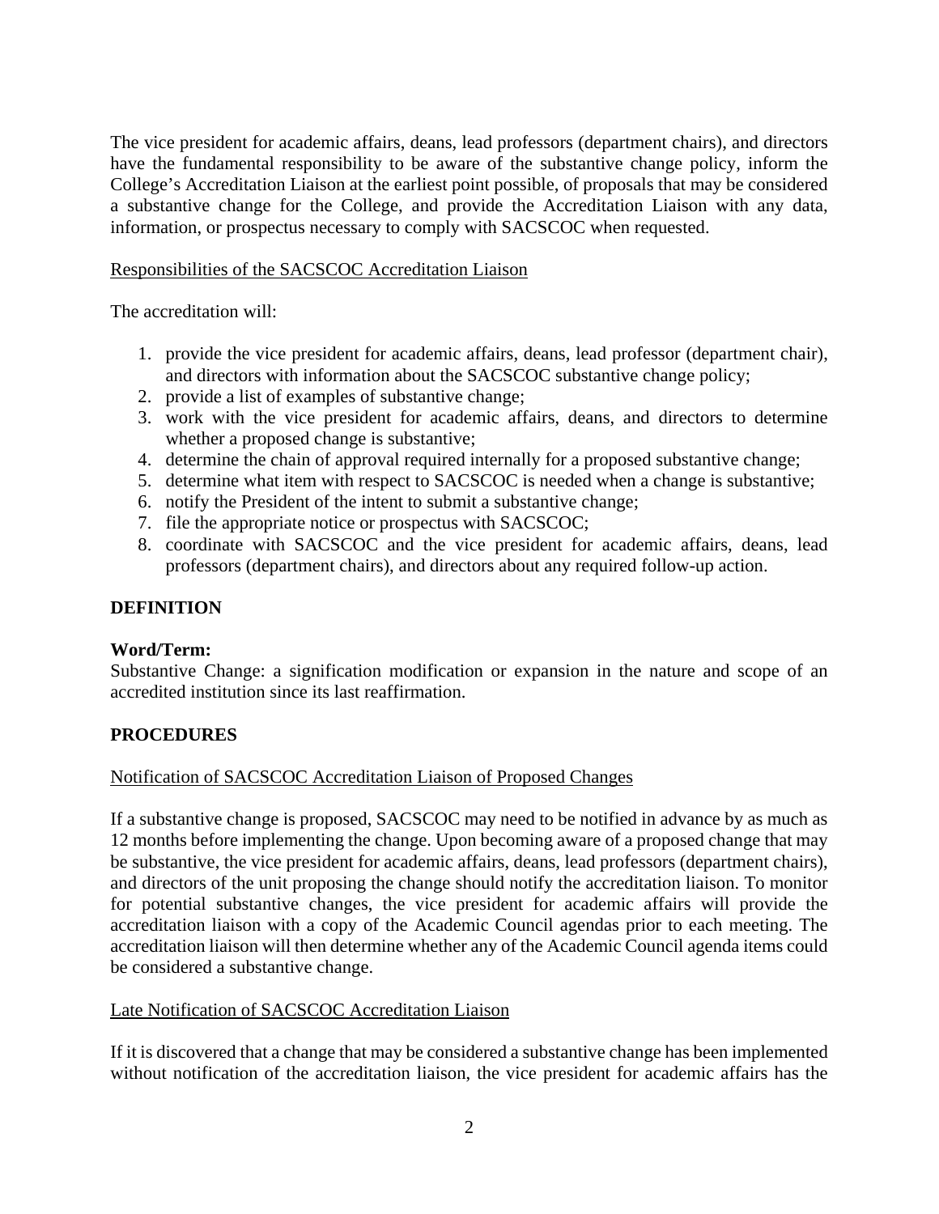The vice president for academic affairs, deans, lead professors (department chairs), and directors have the fundamental responsibility to be aware of the substantive change policy, inform the College's Accreditation Liaison at the earliest point possible, of proposals that may be considered a substantive change for the College, and provide the Accreditation Liaison with any data, information, or prospectus necessary to comply with SACSCOC when requested.

<u>Responsibilities of the SACSCOC Accreditation Liaison</u>

The accreditation will:

1. provide the vice president for academic affairs, deans, lead professor (department chair), and directors with information about the SACSCOC substantive change policy;
2. provide a list of examples of substantive change;
3. work with the vice president for academic affairs, deans, and directors to determine whether a proposed change is substantive;
4. determine the chain of approval required internally for a proposed substantive change;
5. determine what item with respect to SACSCOC is needed when a change is substantive;
6. notify the President of the intent to submit a substantive change;
7. file the appropriate notice or prospectus with SACSCOC;
8. coordinate with SACSCOC and the vice president for academic affairs, deans, lead professors (department chairs), and directors about any required follow-up action.

## DEFINITION

**Word/Term:**
Substantive Change: a signification modification or expansion in the nature and scope of an accredited institution since its last reaffirmation.

## PROCEDURES

<u>Notification of SACSCOC Accreditation Liaison of Proposed Changes</u>

If a substantive change is proposed, SACSCOC may need to be notified in advance by as much as 12 months before implementing the change. Upon becoming aware of a proposed change that may be substantive, the vice president for academic affairs, deans, lead professors (department chairs), and directors of the unit proposing the change should notify the accreditation liaison. To monitor for potential substantive changes, the vice president for academic affairs will provide the accreditation liaison with a copy of the Academic Council agendas prior to each meeting. The accreditation liaison will then determine whether any of the Academic Council agenda items could be considered a substantive change.

<u>Late Notification of SACSCOC Accreditation Liaison</u>

If it is discovered that a change that may be considered a substantive change has been implemented without notification of the accreditation liaison, the vice president for academic affairs has the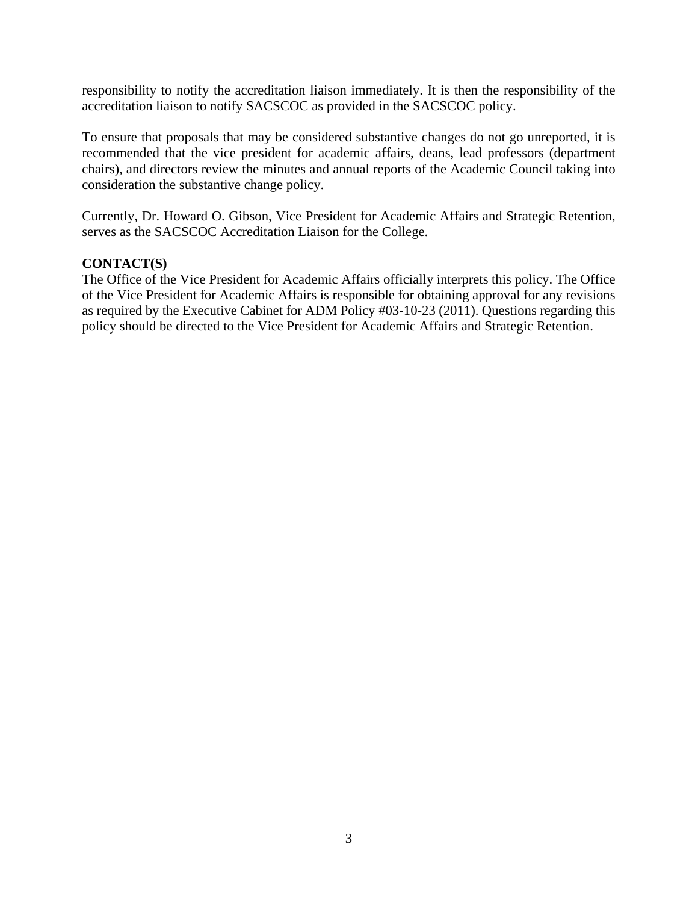responsibility to notify the accreditation liaison immediately. It is then the responsibility of the accreditation liaison to notify SACSCOC as provided in the SACSCOC policy.

To ensure that proposals that may be considered substantive changes do not go unreported, it is recommended that the vice president for academic affairs, deans, lead professors (department chairs), and directors review the minutes and annual reports of the Academic Council taking into consideration the substantive change policy.

Currently, Dr. Howard O. Gibson, Vice President for Academic Affairs and Strategic Retention, serves as the SACSCOC Accreditation Liaison for the College.

**CONTACT(S)**

The Office of the Vice President for Academic Affairs officially interprets this policy. The Office of the Vice President for Academic Affairs is responsible for obtaining approval for any revisions as required by the Executive Cabinet for ADM Policy #03-10-23 (2011). Questions regarding this policy should be directed to the Vice President for Academic Affairs and Strategic Retention.